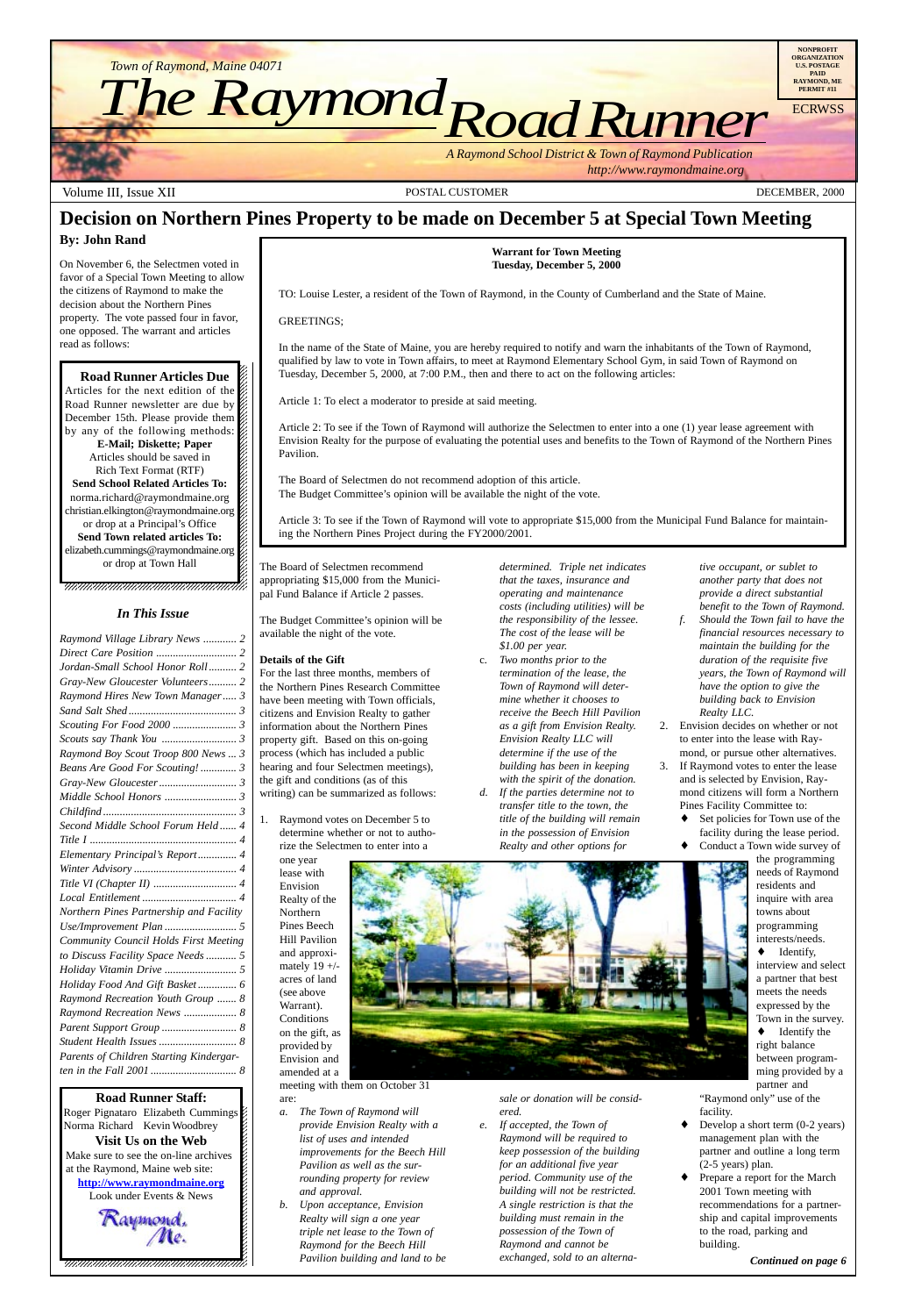Town of Raymond, Maine 04071

# The Raymond Road Runner

*A Raymond School District & Town of Raymond Publication*
*http://www.raymondmaine.org*

NONPROFIT ORGANIZATION U.S. POSTAGE PAID RAYMOND, ME PERMIT #11

ECRWSS

Volume III, Issue XII — POSTAL CUSTOMER — DECEMBER, 2000

## Decision on Northern Pines Property to be made on December 5 at Special Town Meeting

**By: John Rand**

On November 6, the Selectmen voted in favor of a Special Town Meeting to allow the citizens of Raymond to make the decision about the Northern Pines property. The vote passed four in favor, one opposed. The warrant and articles read as follows:

**Warrant for Town Meeting**
**Tuesday, December 5, 2000**

TO: Louise Lester, a resident of the Town of Raymond, in the County of Cumberland and the State of Maine.

GREETINGS;

In the name of the State of Maine, you are hereby required to notify and warn the inhabitants of the Town of Raymond, qualified by law to vote in Town affairs, to meet at Raymond Elementary School Gym, in said Town of Raymond on Tuesday, December 5, 2000, at 7:00 P.M., then and there to act on the following articles:

Article 1: To elect a moderator to preside at said meeting.

Article 2: To see if the Town of Raymond will authorize the Selectmen to enter into a one (1) year lease agreement with Envision Realty for the purpose of evaluating the potential uses and benefits to the Town of Raymond of the Northern Pines Pavilion.

The Board of Selectmen do not recommend adoption of this article.
The Budget Committee's opinion will be available the night of the vote.

Article 3: To see if the Town of Raymond will vote to appropriate $15,000 from the Municipal Fund Balance for maintaining the Northern Pines Project during the FY2000/2001.

The Board of Selectmen recommend appropriating $15,000 from the Municipal Fund Balance if Article 2 passes.

The Budget Committee's opinion will be available the night of the vote.

**Details of the Gift**

For the last three months, members of the Northern Pines Research Committee have been meeting with Town officials, citizens and Envision Realty to gather information about the Northern Pines property gift. Based on this on-going process (which has included a public hearing and four Selectmen meetings), the gift and conditions (as of this writing) can be summarized as follows:

1. Raymond votes on December 5 to determine whether or not to authorize the Selectmen to enter into a one year lease with Envision Realty of the Northern Pines Beech Hill Pavilion and approximately 19 +/- acres of land (see above Warrant). Conditions on the gift, as provided by Envision and amended at a meeting with them on October 31 are:
   - a. *The Town of Raymond will provide Envision Realty with a list of uses and intended improvements for the Beech Hill Pavilion as well as the surrounding property for review and approval.*
   - b. *Upon acceptance, Envision Realty will sign a one year triple net lease to the Town of Raymond for the Beech Hill Pavilion building and land to be determined. Triple net indicates that the taxes, insurance and operating and maintenance costs (including utilities) will be the responsibility of the lessee. The cost of the lease will be $1.00 per year.*
   - c. *Two months prior to the termination of the lease, the Town of Raymond will determine whether it chooses to receive the Beech Hill Pavilion as a gift from Envision Realty. Envision Realty LLC will determine if the use of the building has been in keeping with the spirit of the donation.*
   - d. *If the parties determine not to transfer title to the town, the title of the building will remain in the possession of Envision Realty and other options for sale or donation will be considered.*
   - e. *If accepted, the Town of Raymond will be required to keep possession of the building for an additional five year period. Community use of the building will not be restricted. A single restriction is that the building must remain in the possession of the Town of Raymond and cannot be exchanged, sold to an alternative occupant, or sublet to another party that does not provide a direct substantial benefit to the Town of Raymond.*
   - f. *Should the Town fail to have the financial resources necessary to maintain the building for the duration of the requisite five years, the Town of Raymond will have the option to give the building back to Envision Realty LLC.*
2. Envision decides on whether or not to enter into the lease with Raymond, or pursue other alternatives.
3. If Raymond votes to enter the lease and is selected by Envision, Raymond citizens will form a Northern Pines Facility Committee to:
   - Set policies for Town use of the facility during the lease period.
   - Conduct a Town wide survey of the programming needs of Raymond residents and inquire with area towns about programming interests/needs.
   - Identify, interview and select a partner that best meets the needs expressed by the Town in the survey.
   - Identify the right balance between programming provided by a partner and "Raymond only" use of the facility.
   - Develop a short term (0-2 years) management plan with the partner and outline a long term (2-5 years) plan.
   - Prepare a report for the March 2001 Town meeting with recommendations for a partnership and capital improvements to the road, parking and building.

*Continued on page 6*

---

**Road Runner Articles Due**

Articles for the next edition of the Road Runner newsletter are due by December 15th. Please provide them by any of the following methods:

**E-Mail; Diskette; Paper**
Articles should be saved in Rich Text Format (RTF)

**Send School Related Articles To:**
norma.richard@raymondmaine.org
christian.elkington@raymondmaine.org
or drop at a Principal's Office

**Send Town related articles To:**
elizabeth.cummings@raymondmaine.org
or drop at Town Hall

---

### *In This Issue*

- *Raymond Village Library News* ... 2
- *Direct Care Position* ... 2
- *Jordan-Small School Honor Roll* ... 2
- *Gray-New Gloucester Volunteers* ... 2
- *Raymond Hires New Town Manager* ... 3
- *Sand Salt Shed* ... 3
- *Scouting For Food 2000* ... 3
- *Scouts say Thank You* ... 3
- *Raymond Boy Scout Troop 800 News* ... 3
- *Beans Are Good For Scouting!* ... 3
- *Gray-New Gloucester* ... 3
- *Middle School Honors* ... 3
- *Childfind* ... 3
- *Second Middle School Forum Held* ... 4
- *Title I* ... 4
- *Elementary Principal's Report* ... 4
- *Winter Advisory* ... 4
- *Title VI (Chapter II)* ... 4
- *Local Entitlement* ... 4
- *Northern Pines Partnership and Facility Use/Improvement Plan* ... 5
- *Community Council Holds First Meeting to Discuss Facility Space Needs* ... 5
- *Holiday Vitamin Drive* ... 5
- *Holiday Food And Gift Basket* ... 6
- *Raymond Recreation Youth Group* ... 8
- *Raymond Recreation News* ... 8
- *Parent Support Group* ... 8
- *Student Health Issues* ... 8
- *Parents of Children Starting Kindergarten in the Fall 2001* ... 8

---

**Road Runner Staff:**
Roger Pignataro, Elizabeth Cummings, Norma Richard, Kevin Woodbrey

**Visit Us on the Web**
Make sure to see the on-line archives at the Raymond, Maine web site:
**http://www.raymondmaine.org**
Look under Events & News

Raymond, Me.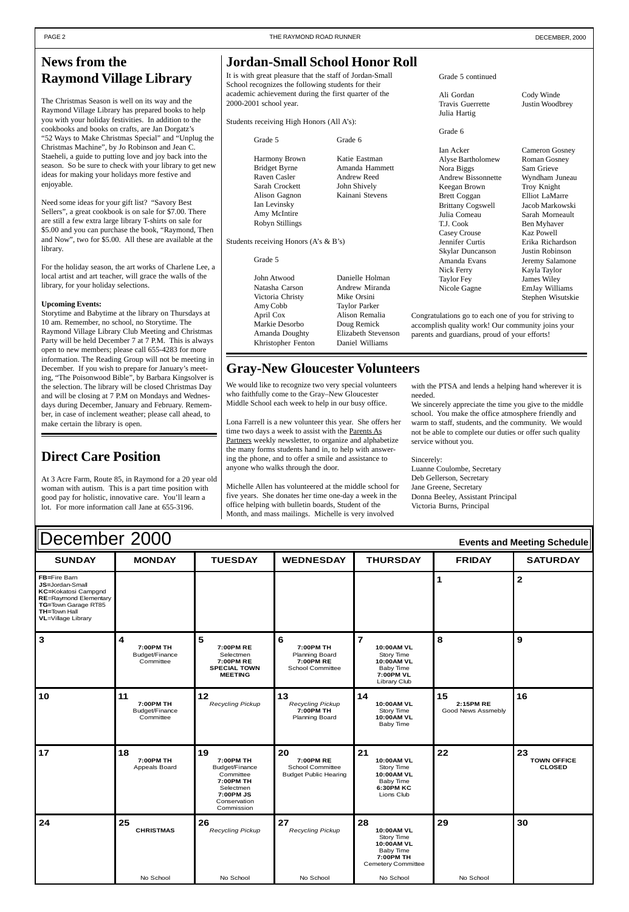## News from the Raymond Village Library

The Christmas Season is well on its way and the Raymond Village Library has prepared books to help you with your holiday festivities. In addition to the cookbooks and books on crafts, are Jan Dorgatz's "52 Ways to Make Christmas Special" and "Unplug the Christmas Machine", by Jo Robinson and Jean C. Staeheli, a guide to putting love and joy back into the season. So be sure to check with your library to get new ideas for making your holidays more festive and enjoyable.

Need some ideas for your gift list? "Savory Best Sellers", a great cookbook is on sale for $7.00. There are still a few extra large library T-shirts on sale for $5.00 and you can purchase the book, "Raymond, Then and Now", two for $5.00. All these are available at the library.

For the holiday season, the art works of Charlene Lee, a local artist and art teacher, will grace the walls of the library, for your holiday selections.

**Upcoming Events:**
Storytime and Babytime at the library on Thursdays at 10 am. Remember, no school, no Storytime. The Raymond Village Library Club Meeting and Christmas Party will be held December 7 at 7 P.M. This is always open to new members; please call 655-4283 for more information. The Reading Group will not be meeting in December. If you wish to prepare for January's meeting, "The Poisonwood Bible", by Barbara Kingsolver is the selection. The library will be closed Christmas Day and will be closing at 7 P.M on Mondays and Wednesdays during December, January and February. Remember, in case of inclement weather; please call ahead, to make certain the library is open.

## Direct Care Position

At 3 Acre Farm, Route 85, in Raymond for a 20 year old woman with autism. This is a part time position with good pay for holistic, innovative care. You'll learn a lot. For more information call Jane at 655-3196.

## Jordan-Small School Honor Roll

It is with great pleasure that the staff of Jordan-Small School recognizes the following students for their academic achievement during the first quarter of the 2000-2001 school year.

Students receiving High Honors (All A's):

| Grade 5 | Grade 6 |
|---|---|
| Harmony Brown | Katie Eastman |
| Bridget Byrne | Amanda Hammett |
| Raven Casler | Andrew Reed |
| Sarah Crockett | John Shively |
| Alison Gagnon | Kainani Stevens |
| Ian Levinsky | |
| Amy McIntire | |
| Robyn Stillings | |

Students receiving Honors (A's & B's)

Grade 5

| | |
|---|---|
| John Atwood | Danielle Holman |
| Natasha Carson | Andrew Miranda |
| Victoria Christy | Mike Orsini |
| Amy Cobb | Taylor Parker |
| April Cox | Alison Remalia |
| Markie Desorbo | Doug Remick |
| Amanda Doughty | Elizabeth Stevenson |
| Khristopher Fenton | Daniel Williams |

Grade 5 continued

| | |
|---|---|
| Ali Gordan | Cody Winde |
| Travis Guerrette | Justin Woodbrey |
| Julia Hartig | |

Grade 6

| | |
|---|---|
| Ian Acker | Cameron Gosney |
| Alyse Bartholomew | Roman Gosney |
| Nora Biggs | Sam Grieve |
| Andrew Bissonnette | Wyndham Juneau |
| Keegan Brown | Troy Knight |
| Brett Coggan | Elliot LaMarre |
| Brittany Cogswell | Jacob Markowski |
| Julia Comeau | Sarah Morneault |
| T.J. Cook | Ben Myhaver |
| Casey Crouse | Kaz Powell |
| Jennifer Curtis | Erika Richardson |
| Skylar Duncanson | Justin Robinson |
| Amanda Evans | Jeremy Salamone |
| Nick Ferry | Kayla Taylor |
| Taylor Fey | James Wiley |
| Nicole Gagne | EmJay Williams |
| | Stephen Wisutskie |

Congratulations go to each one of you for striving to accomplish quality work! Our community joins your parents and guardians, proud of your efforts!

## Gray-New Gloucester Volunteers

We would like to recognize two very special volunteers who faithfully come to the Gray–New Gloucester Middle School each week to help in our busy office.

Lona Farrell is a new volunteer this year. She offers her time two days a week to assist with the Parents As Partners weekly newsletter, to organize and alphabetize the many forms students hand in, to help with answering the phone, and to offer a smile and assistance to anyone who walks through the door.

Michelle Allen has volunteered at the middle school for five years. She donates her time one-day a week in the office helping with bulletin boards, Student of the Month, and mass mailings. Michelle is very involved with the PTSA and lends a helping hand wherever it is needed.

We sincerely appreciate the time you give to the middle school. You make the office atmosphere friendly and warm to staff, students, and the community. We would not be able to complete our duties or offer such quality service without you.

Sincerely,
Luanne Coulombe, Secretary
Deb Gellerson, Secretary
Jane Greene, Secretary
Donna Beeley, Assistant Principal
Victoria Burns, Principal

## December 2000 — Events and Meeting Schedule

| SUNDAY | MONDAY | TUESDAY | WEDNESDAY | THURSDAY | FRIDAY | SATURDAY |
|---|---|---|---|---|---|---|
| **FB**=Fire Barn **JS**=Jordan-Small **KC**=Kokatosi Campgnd **RE**=Raymond Elementary **TG**=Town Garage RT85 **TH**=Town Hall **VL**=Village Library | | | | | 1 | 2 |
| 3 | 4 **7:00PM TH** Budget/Finance Committee | 5 **7:00PM RE** Selectmen **7:00PM RE** **SPECIAL TOWN MEETING** | 6 **7:00PM TH** Planning Board **7:00PM RE** School Committee | 7 **10:00AM VL** Story Time **10:00AM VL** Baby Time **7:00PM VL** Library Club | 8 | 9 |
| 10 | 11 **7:00PM TH** Budget/Finance Committee | 12 *Recycling Pickup* | 13 *Recycling Pickup* **7:00PM TH** Planning Board | 14 **10:00AM VL** Story Time **10:00AM VL** Baby Time | 15 **2:15PM RE** Good News Assmebly | 16 |
| 17 | 18 **7:00PM TH** Appeals Board | 19 **7:00PM TH** Budget/Finance Committee **7:00PM TH** Selectmen **7:00PM JS** Conservation Commission | 20 **7:00PM RE** School Committee Budget Public Hearing | 21 **10:00AM VL** Story Time **10:00AM VL** Baby Time **6:30PM KC** Lions Club | 22 | 23 **TOWN OFFICE CLOSED** |
| 24 | 25 **CHRISTMAS** No School | 26 *Recycling Pickup* No School | 27 *Recycling Pickup* No School | 28 **10:00AM VL** Story Time **10:00AM VL** Baby Time **7:00PM TH** Cemetery Committee No School | 29 No School | 30 |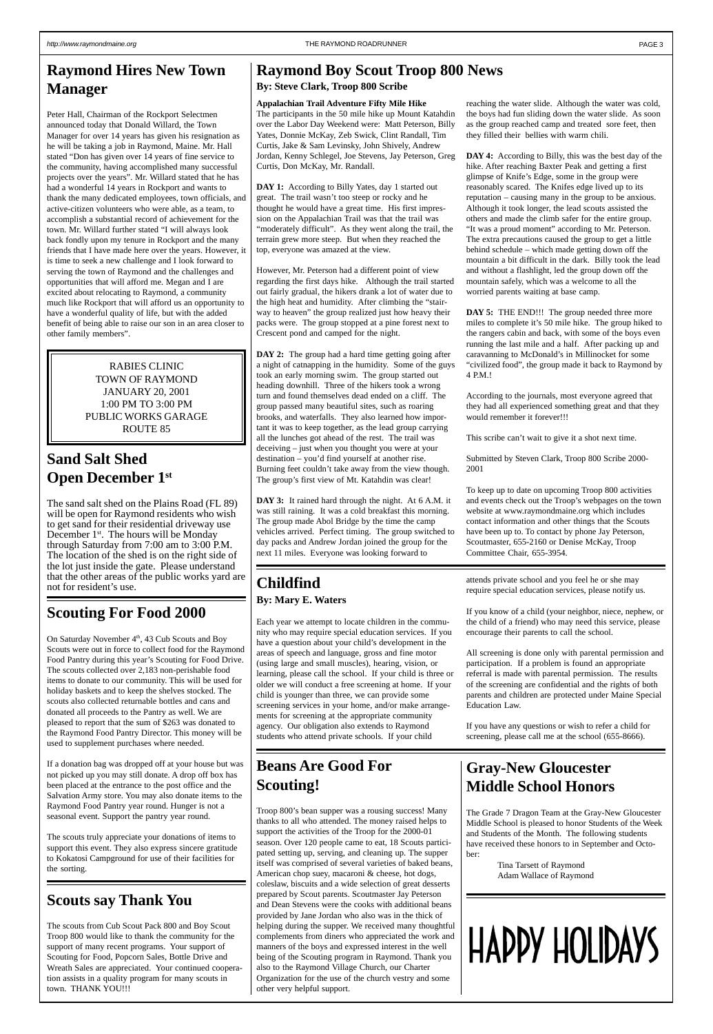## Raymond Hires New Town Manager

Peter Hall, Chairman of the Rockport Selectmen announced today that Donald Willard, the Town Manager for over 14 years has given his resignation as he will be taking a job in Raymond, Maine. Mr. Hall stated "Don has given over 14 years of fine service to the community, having accomplished many successful projects over the years". Mr. Willard stated that he has had a wonderful 14 years in Rockport and wants to thank the many dedicated employees, town officials, and active-citizen volunteers who were able, as a team, to accomplish a substantial record of achievement for the town. Mr. Willard further stated "I will always look back fondly upon my tenure in Rockport and the many friends that I have made here over the years. However, it is time to seek a new challenge and I look forward to serving the town of Raymond and the challenges and opportunities that will afford me. Megan and I are excited about relocating to Raymond, a community much like Rockport that will afford us an opportunity to have a wonderful quality of life, but with the added benefit of being able to raise our son in an area closer to other family members".

RABIES CLINIC
TOWN OF RAYMOND
JANUARY 20, 2001
1:00 PM TO 3:00 PM
PUBLIC WORKS GARAGE
ROUTE 85

## Sand Salt Shed Open December 1st

The sand salt shed on the Plains Road (FL 89) will be open for Raymond residents who wish to get sand for their residential driveway use December 1st. The hours will be Monday through Saturday from 7:00 am to 3:00 P.M. The location of the shed is on the right side of the lot just inside the gate. Please understand that the other areas of the public works yard are not for resident's use.

## Scouting For Food 2000

On Saturday November 4th, 43 Cub Scouts and Boy Scouts were out in force to collect food for the Raymond Food Pantry during this year's Scouting for Food Drive. The scouts collected over 2,183 non-perishable food items to donate to our community. This will be used for holiday baskets and to keep the shelves stocked. The scouts also collected returnable bottles and cans and donated all proceeds to the Pantry as well. We are pleased to report that the sum of $263 was donated to the Raymond Food Pantry Director. This money will be used to supplement purchases where needed.

If a donation bag was dropped off at your house but was not picked up you may still donate. A drop off box has been placed at the entrance to the post office and the Salvation Army store. You may also donate items to the Raymond Food Pantry year round. Hunger is not a seasonal event. Support the pantry year round.

The scouts truly appreciate your donations of items to support this event. They also express sincere gratitude to Kokatosi Campground for use of their facilities for the sorting.

## Scouts say Thank You

The scouts from Cub Scout Pack 800 and Boy Scout Troop 800 would like to thank the community for the support of many recent programs. Your support of Scouting for Food, Popcorn Sales, Bottle Drive and Wreath Sales are appreciated. Your continued cooperation assists in a quality program for many scouts in town. THANK YOU!!!

## Raymond Boy Scout Troop 800 News

**By: Steve Clark, Troop 800 Scribe**

**Appalachian Trail Adventure Fifty Mile Hike**
The participants in the 50 mile hike up Mount Katahdin over the Labor Day Weekend were: Matt Peterson, Billy Yates, Donnie McKay, Zeb Swick, Clint Randall, Tim Curtis, Jake & Sam Levinsky, John Shively, Andrew Jordan, Kenny Schlegel, Joe Stevens, Jay Peterson, Greg Curtis, Don McKay, Mr. Randall.

**DAY 1:** According to Billy Yates, day 1 started out great. The trail wasn't too steep or rocky and he thought he would have a great time. His first impression on the Appalachian Trail was that the trail was "moderately difficult". As they went along the trail, the terrain grew more steep. But when they reached the top, everyone was amazed at the view.

However, Mr. Peterson had a different point of view regarding the first days hike. Although the trail started out fairly gradual, the hikers drank a lot of water due to the high heat and humidity. After climbing the "stairway to heaven" the group realized just how heavy their packs were. The group stopped at a pine forest next to Crescent pond and camped for the night.

**DAY 2:** The group had a hard time getting going after a night of catnapping in the humidity. Some of the guys took an early morning swim. The group started out heading downhill. Three of the hikers took a wrong turn and found themselves dead ended on a cliff. The group passed many beautiful sites, such as roaring brooks, and waterfalls. They also learned how important it was to keep together, as the lead group carrying all the lunches got ahead of the rest. The trail was deceiving – just when you thought you were at your destination – you'd find yourself at another rise. Burning feet couldn't take away from the view though. The group's first view of Mt. Katahdin was clear!

**DAY 3:** It rained hard through the night. At 6 A.M. it was still raining. It was a cold breakfast this morning. The group made Abol Bridge by the time the camp vehicles arrived. Perfect timing. The group switched to day packs and Andrew Jordan joined the group for the next 11 miles. Everyone was looking forward to reaching the water slide. Although the water was cold, the boys had fun sliding down the water slide. As soon as the group reached camp and treated sore feet, then they filled their bellies with warm chili.

**DAY 4:** According to Billy, this was the best day of the hike. After reaching Baxter Peak and getting a first glimpse of Knife's Edge, some in the group were reasonably scared. The Knifes edge lived up to its reputation – causing many in the group to be anxious. Although it took longer, the lead scouts assisted the others and made the climb safer for the entire group. "It was a proud moment" according to Mr. Peterson. The extra precautions caused the group to get a little behind schedule – which made getting down off the mountain a bit difficult in the dark. Billy took the lead and without a flashlight, led the group down off the mountain safely, which was a welcome to all the worried parents waiting at base camp.

**DAY 5:** THE END!!! The group needed three more miles to complete it's 50 mile hike. The group hiked to the rangers cabin and back, with some of the boys even running the last mile and a half. After packing up and caravanning to McDonald's in Millinocket for some "civilized food", the group made it back to Raymond by 4 P.M.!

According to the journals, most everyone agreed that they had all experienced something great and that they would remember it forever!!!

This scribe can't wait to give it a shot next time.

Submitted by Steven Clark, Troop 800 Scribe 2000-2001

To keep up to date on upcoming Troop 800 activities and events check out the Troop's webpages on the town website at www.raymondmaine.org which includes contact information and other things that the Scouts have been up to. To contact by phone Jay Peterson, Scoutmaster, 655-2160 or Denise McKay, Troop Committee Chair, 655-3954.

## Childfind

**By: Mary E. Waters**

Each year we attempt to locate children in the community who may require special education services. If you have a question about your child's development in the areas of speech and language, gross and fine motor (using large and small muscles), hearing, vision, or learning, please call the school. If your child is three or older we will conduct a free screening at home. If your child is younger than three, we can provide some screening services in your home, and/or make arrangements for screening at the appropriate community agency. Our obligation also extends to Raymond students who attend private schools. If your child attends private school and you feel he or she may require special education services, please notify us.

If you know of a child (your neighbor, niece, nephew, or the child of a friend) who may need this service, please encourage their parents to call the school.

All screening is done only with parental permission and participation. If a problem is found an appropriate referral is made with parental permission. The results of the screening are confidential and the rights of both parents and children are protected under Maine Special Education Law.

If you have any questions or wish to refer a child for screening, please call me at the school (655-8666).

## Beans Are Good For Scouting!

Troop 800's bean supper was a rousing success! Many thanks to all who attended. The money raised helps to support the activities of the Troop for the 2000-01 season. Over 120 people came to eat, 18 Scouts participated setting up, serving, and cleaning up. The supper itself was comprised of several varieties of baked beans, American chop suey, macaroni & cheese, hot dogs, coleslaw, biscuits and a wide selection of great desserts prepared by Scout parents. Scoutmaster Jay Peterson and Dean Stevens were the cooks with additional beans provided by Jane Jordan who also was in the thick of helping during the supper. We received many thoughtful complements from diners who appreciated the work and manners of the boys and expressed interest in the well being of the Scouting program in Raymond. Thank you also to the Raymond Village Church, our Charter Organization for the use of the church vestry and some other very helpful support.

## Gray-New Gloucester Middle School Honors

The Grade 7 Dragon Team at the Gray-New Gloucester Middle School is pleased to honor Students of the Week and Students of the Month. The following students have received these honors to in September and October:

Tina Tarsett of Raymond
Adam Wallace of Raymond

# HAPPY HOLIDAYS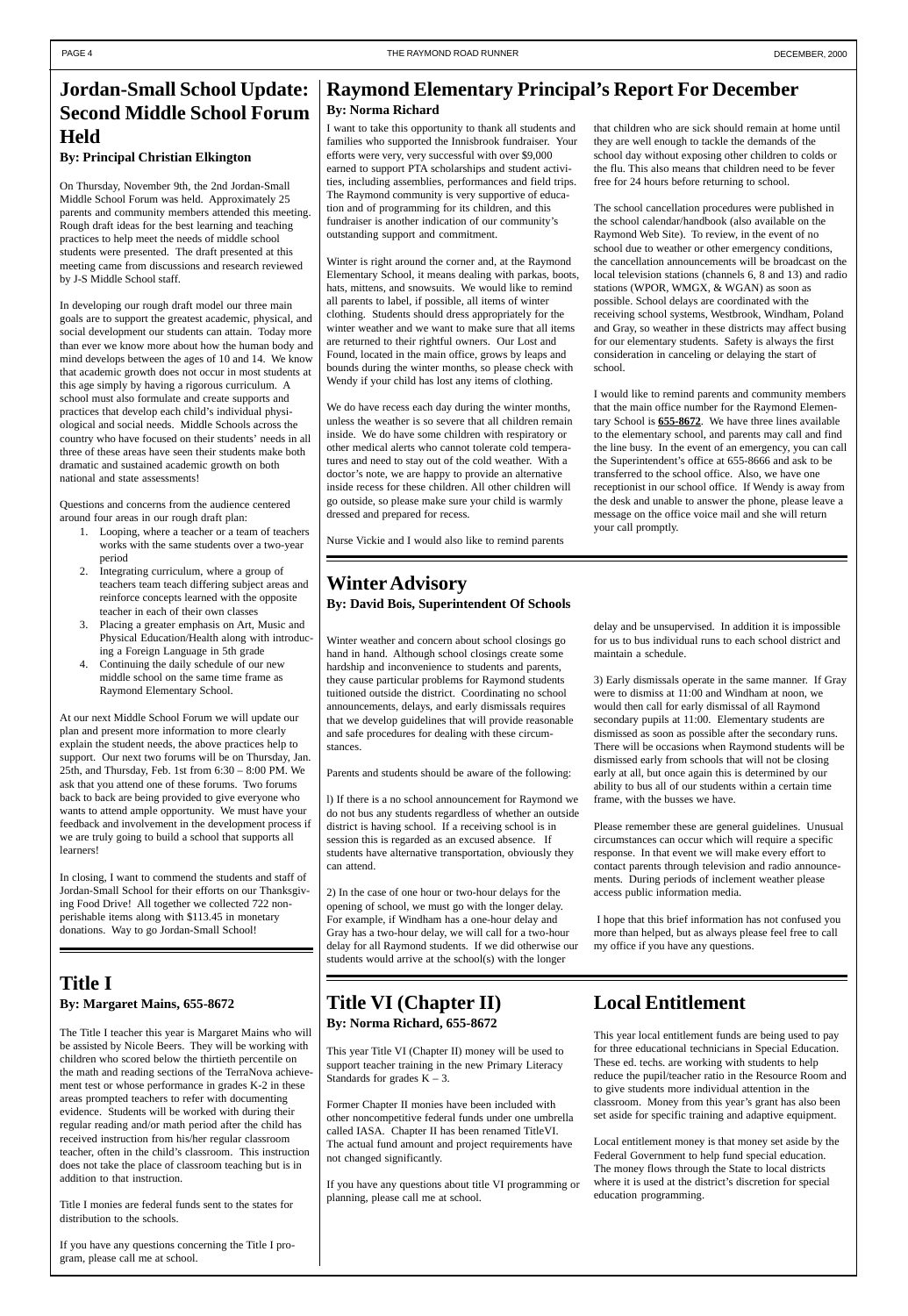## Jordan-Small School Update: Second Middle School Forum Held

**By: Principal Christian Elkington**

On Thursday, November 9th, the 2nd Jordan-Small Middle School Forum was held. Approximately 25 parents and community members attended this meeting. Rough draft ideas for the best learning and teaching practices to help meet the needs of middle school students were presented. The draft presented at this meeting came from discussions and research reviewed by J-S Middle School staff.

In developing our rough draft model our three main goals are to support the greatest academic, physical, and social development our students can attain. Today more than ever we know more about how the human body and mind develops between the ages of 10 and 14. We know that academic growth does not occur in most students at this age simply by having a rigorous curriculum. A school must also formulate and create supports and practices that develop each child's individual physiological and social needs. Middle Schools across the country who have focused on their students' needs in all three of these areas have seen their students make both dramatic and sustained academic growth on both national and state assessments!

Questions and concerns from the audience centered around four areas in our rough draft plan:

1. Looping, where a teacher or a team of teachers works with the same students over a two-year period
2. Integrating curriculum, where a group of teachers team teach differing subject areas and reinforce concepts learned with the opposite teacher in each of their own classes
3. Placing a greater emphasis on Art, Music and Physical Education/Health along with introducing a Foreign Language in 5th grade
4. Continuing the daily schedule of our new middle school on the same time frame as Raymond Elementary School.

At our next Middle School Forum we will update our plan and present more information to more clearly explain the student needs, the above practices help to support. Our next two forums will be on Thursday, Jan. 25th, and Thursday, Feb. 1st from 6:30 – 8:00 PM. We ask that you attend one of these forums. Two forums back to back are being provided to give everyone who wants to attend ample opportunity. We must have your feedback and involvement in the development process if we are truly going to build a school that supports all learners!

In closing, I want to commend the students and staff of Jordan-Small School for their efforts on our Thanksgiving Food Drive! All together we collected 722 non-perishable items along with $113.45 in monetary donations. Way to go Jordan-Small School!

## Raymond Elementary Principal's Report For December

**By: Norma Richard**

I want to take this opportunity to thank all students and families who supported the Innisbrook fundraiser. Your efforts were very, very successful with over $9,000 earned to support PTA scholarships and student activities, including assemblies, performances and field trips. The Raymond community is very supportive of education and of programming for its children, and this fundraiser is another indication of our community's outstanding support and commitment.

Winter is right around the corner and, at the Raymond Elementary School, it means dealing with parkas, boots, hats, mittens, and snowsuits. We would like to remind all parents to label, if possible, all items of winter clothing. Students should dress appropriately for the winter weather and we want to make sure that all items are returned to their rightful owners. Our Lost and Found, located in the main office, grows by leaps and bounds during the winter months, so please check with Wendy if your child has lost any items of clothing.

We do have recess each day during the winter months, unless the weather is so severe that all children remain inside. We do have some children with respiratory or other medical alerts who cannot tolerate cold temperatures and need to stay out of the cold weather. With a doctor's note, we are happy to provide an alternative inside recess for these children. All other children will go outside, so please make sure your child is warmly dressed and prepared for recess.

Nurse Vickie and I would also like to remind parents that children who are sick should remain at home until they are well enough to tackle the demands of the school day without exposing other children to colds or the flu. This also means that children need to be fever free for 24 hours before returning to school.

The school cancellation procedures were published in the school calendar/handbook (also available on the Raymond Web Site). To review, in the event of no school due to weather or other emergency conditions, the cancellation announcements will be broadcast on the local television stations (channels 6, 8 and 13) and radio stations (WPOR, WMGX, & WGAN) as soon as possible. School delays are coordinated with the receiving school systems, Westbrook, Windham, Poland and Gray, so weather in these districts may affect busing for our elementary students. Safety is always the first consideration in canceling or delaying the start of school.

I would like to remind parents and community members that the main office number for the Raymond Elementary School is **655-8672**. We have three lines available to the elementary school, and parents may call and find the line busy. In the event of an emergency, you can call the Superintendent's office at 655-8666 and ask to be transferred to the school office. Also, we have one receptionist in our school office. If Wendy is away from the desk and unable to answer the phone, please leave a message on the office voice mail and she will return your call promptly.

## Winter Advisory

**By: David Bois, Superintendent Of Schools**

Winter weather and concern about school closings go hand in hand. Although school closings create some hardship and inconvenience to students and parents, they cause particular problems for Raymond students tuitioned outside the district. Coordinating no school announcements, delays, and early dismissals requires that we develop guidelines that will provide reasonable and safe procedures for dealing with these circumstances.

Parents and students should be aware of the following:

l) If there is a no school announcement for Raymond we do not bus any students regardless of whether an outside district is having school. If a receiving school is in session this is regarded as an excused absence. If students have alternative transportation, obviously they can attend.

2) In the case of one hour or two-hour delays for the opening of school, we must go with the longer delay. For example, if Windham has a one-hour delay and Gray has a two-hour delay, we will call for a two-hour delay for all Raymond students. If we did otherwise our students would arrive at the school(s) with the longer delay and be unsupervised. In addition it is impossible for us to bus individual runs to each school district and maintain a schedule.

3) Early dismissals operate in the same manner. If Gray were to dismiss at 11:00 and Windham at noon, we would then call for early dismissal of all Raymond secondary pupils at 11:00. Elementary students are dismissed as soon as possible after the secondary runs. There will be occasions when Raymond students will be dismissed early from schools that will not be closing early at all, but once again this is determined by our ability to bus all of our students within a certain time frame, with the busses we have.

Please remember these are general guidelines. Unusual circumstances can occur which will require a specific response. In that event we will make every effort to contact parents through television and radio announcements. During periods of inclement weather please access public information media.

I hope that this brief information has not confused you more than helped, but as always please feel free to call my office if you have any questions.

## Title I

**By: Margaret Mains, 655-8672**

The Title I teacher this year is Margaret Mains who will be assisted by Nicole Beers. They will be working with children who scored below the thirtieth percentile on the math and reading sections of the TerraNova achievement test or whose performance in grades K-2 in these areas prompted teachers to refer with documenting evidence. Students will be worked with during their regular reading and/or math period after the child has received instruction from his/her regular classroom teacher, often in the child's classroom. This instruction does not take the place of classroom teaching but is in addition to that instruction.

Title I monies are federal funds sent to the states for distribution to the schools.

If you have any questions concerning the Title I program, please call me at school.

## Title VI (Chapter II)

**By: Norma Richard, 655-8672**

This year Title VI (Chapter II) money will be used to support teacher training in the new Primary Literacy Standards for grades K – 3.

Former Chapter II monies have been included with other noncompetitive federal funds under one umbrella called IASA. Chapter II has been renamed TitleVI. The actual fund amount and project requirements have not changed significantly.

If you have any questions about title VI programming or planning, please call me at school.

## Local Entitlement

This year local entitlement funds are being used to pay for three educational technicians in Special Education. These ed. techs. are working with students to help reduce the pupil/teacher ratio in the Resource Room and to give students more individual attention in the classroom. Money from this year's grant has also been set aside for specific training and adaptive equipment.

Local entitlement money is that money set aside by the Federal Government to help fund special education. The money flows through the State to local districts where it is used at the district's discretion for special education programming.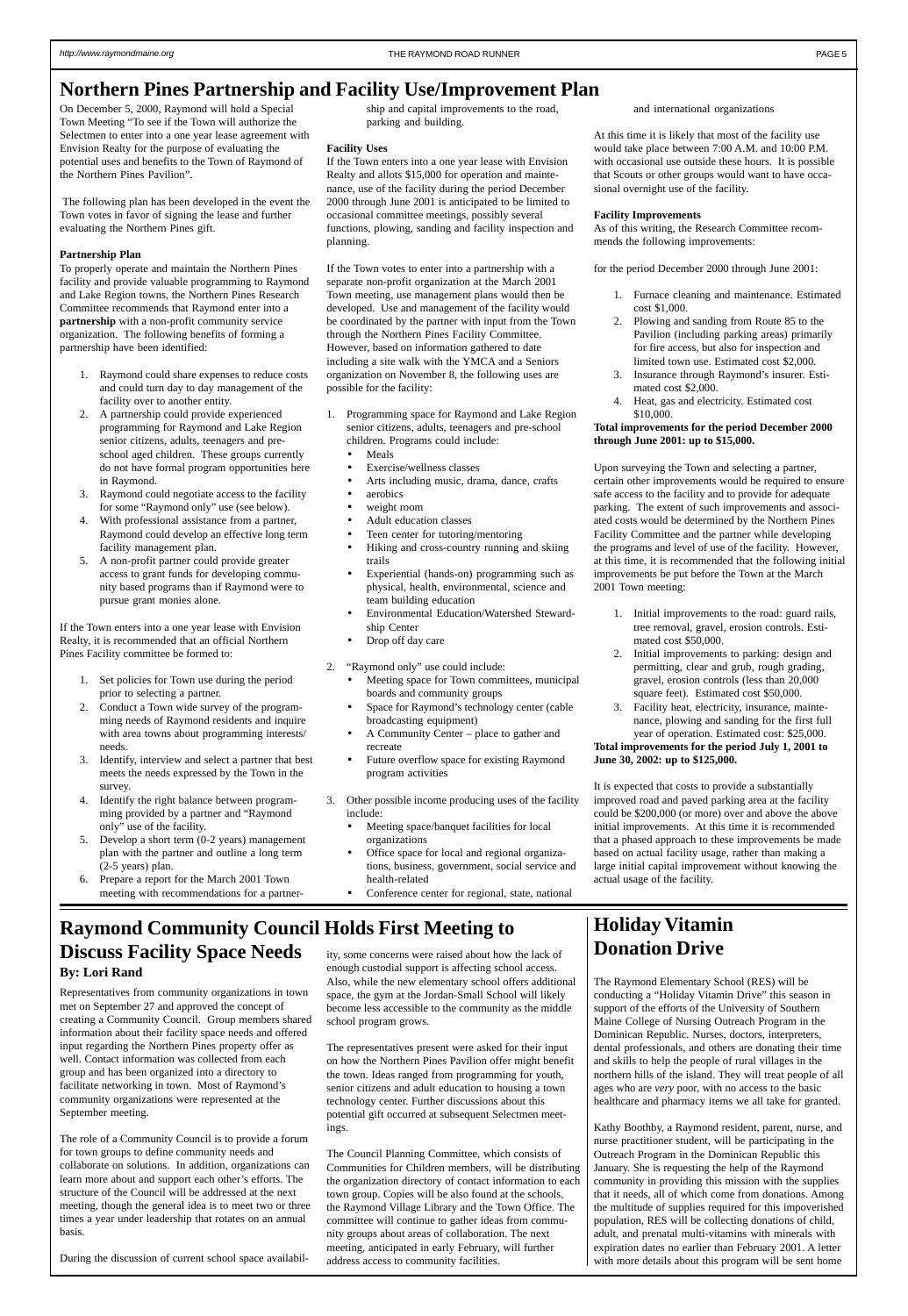# Northern Pines Partnership and Facility Use/Improvement Plan

On December 5, 2000, Raymond will hold a Special Town Meeting "To see if the Town will authorize the Selectmen to enter into a one year lease agreement with Envision Realty for the purpose of evaluating the potential uses and benefits to the Town of Raymond of the Northern Pines Pavilion".

The following plan has been developed in the event the Town votes in favor of signing the lease and further evaluating the Northern Pines gift.

### Partnership Plan

To properly operate and maintain the Northern Pines facility and provide valuable programming to Raymond and Lake Region towns, the Northern Pines Research Committee recommends that Raymond enter into a **partnership** with a non-profit community service organization. The following benefits of forming a partnership have been identified:

1. Raymond could share expenses to reduce costs and could turn day to day management of the facility over to another entity.
2. A partnership could provide experienced programming for Raymond and Lake Region senior citizens, adults, teenagers and pre-school aged children. These groups currently do not have formal program opportunities here in Raymond.
3. Raymond could negotiate access to the facility for some "Raymond only" use (see below).
4. With professional assistance from a partner, Raymond could develop an effective long term facility management plan.
5. A non-profit partner could provide greater access to grant funds for developing community based programs than if Raymond were to pursue grant monies alone.

If the Town enters into a one year lease with Envision Realty, it is recommended that an official Northern Pines Facility committee be formed to:

1. Set policies for Town use during the period prior to selecting a partner.
2. Conduct a Town wide survey of the programming needs of Raymond residents and inquire with area towns about programming interests/needs.
3. Identify, interview and select a partner that best meets the needs expressed by the Town in the survey.
4. Identify the right balance between programming provided by a partner and "Raymond only" use of the facility.
5. Develop a short term (0-2 years) management plan with the partner and outline a long term (2-5 years) plan.
6. Prepare a report for the March 2001 Town meeting with recommendations for a partnership and capital improvements to the road, parking and building.

### Facility Uses

If the Town enters into a one year lease with Envision Realty and allots $15,000 for operation and maintenance, use of the facility during the period December 2000 through June 2001 is anticipated to be limited to occasional committee meetings, possibly several functions, plowing, sanding and facility inspection and planning.

If the Town votes to enter into a partnership with a separate non-profit organization at the March 2001 Town meeting, use management plans would then be developed. Use and management of the facility would be coordinated by the partner with input from the Town through the Northern Pines Facility Committee. However, based on information gathered to date including a site walk with the YMCA and a Seniors organization on November 8, the following uses are possible for the facility:

1. Programming space for Raymond and Lake Region senior citizens, adults, teenagers and pre-school children. Programs could include:
   - Meals
   - Exercise/wellness classes
   - Arts including music, drama, dance, crafts
   - aerobics
   - weight room
   - Adult education classes
   - Teen center for tutoring/mentoring
   - Hiking and cross-country running and skiing trails
   - Experiential (hands-on) programming such as physical, health, environmental, science and team building education
   - Environmental Education/Watershed Stewardship Center
   - Drop off day care
2. "Raymond only" use could include:
   - Meeting space for Town committees, municipal boards and community groups
   - Space for Raymond's technology center (cable broadcasting equipment)
   - A Community Center – place to gather and recreate
   - Future overflow space for existing Raymond program activities
3. Other possible income producing uses of the facility include:
   - Meeting space/banquet facilities for local organizations
   - Office space for local and regional organizations, business, government, social service and health-related
   - Conference center for regional, state, national and international organizations

At this time it is likely that most of the facility use would take place between 7:00 A.M. and 10:00 P.M. with occasional use outside these hours. It is possible that Scouts or other groups would want to have occasional overnight use of the facility.

### Facility Improvements

As of this writing, the Research Committee recommends the following improvements:

for the period December 2000 through June 2001:

1. Furnace cleaning and maintenance. Estimated cost $1,000.
2. Plowing and sanding from Route 85 to the Pavilion (including parking areas) primarily for fire access, but also for inspection and limited town use. Estimated cost $2,000.
3. Insurance through Raymond's insurer. Estimated cost $2,000.
4. Heat, gas and electricity. Estimated cost $10,000.

**Total improvements for the period December 2000 through June 2001: up to $15,000.**

Upon surveying the Town and selecting a partner, certain other improvements would be required to ensure safe access to the facility and to provide for adequate parking. The extent of such improvements and associated costs would be determined by the Northern Pines Facility Committee and the partner while developing the programs and level of use of the facility. However, at this time, it is recommended that the following initial improvements be put before the Town at the March 2001 Town meeting:

1. Initial improvements to the road: guard rails, tree removal, gravel, erosion controls. Estimated cost $50,000.
2. Initial improvements to parking: design and permitting, clear and grub, rough grading, gravel, erosion controls (less than 20,000 square feet). Estimated cost $50,000.
3. Facility heat, electricity, insurance, maintenance, plowing and sanding for the first full year of operation. Estimated cost: $25,000.

**Total improvements for the period July 1, 2001 to June 30, 2002: up to $125,000.**

It is expected that costs to provide a substantially improved road and paved parking area at the facility could be $200,000 (or more) over and above the above initial improvements. At this time it is recommended that a phased approach to these improvements be made based on actual facility usage, rather than making a large initial capital improvement without knowing the actual usage of the facility.

# Raymond Community Council Holds First Meeting to Discuss Facility Space Needs

**By: Lori Rand**

Representatives from community organizations in town met on September 27 and approved the concept of creating a Community Council. Group members shared information about their facility space needs and offered input regarding the Northern Pines property offer as well. Contact information was collected from each group and has been organized into a directory to facilitate networking in town. Most of Raymond's community organizations were represented at the September meeting.

The role of a Community Council is to provide a forum for town groups to define community needs and collaborate on solutions. In addition, organizations can learn more about and support each other's efforts. The structure of the Council will be addressed at the next meeting, though the general idea is to meet two or three times a year under leadership that rotates on an annual basis.

During the discussion of current school space availability, some concerns were raised about how the lack of enough custodial support is affecting school access. Also, while the new elementary school offers additional space, the gym at the Jordan-Small School will likely become less accessible to the community as the middle school program grows.

The representatives present were asked for their input on how the Northern Pines Pavilion offer might benefit the town. Ideas ranged from programming for youth, senior citizens and adult education to housing a town technology center. Further discussions about this potential gift occurred at subsequent Selectmen meetings.

The Council Planning Committee, which consists of Communities for Children members, will be distributing the organization directory of contact information to each town group. Copies will also be found at the schools, the Raymond Village Library and the Town Office. The committee will continue to gather ideas from community groups about areas of collaboration. The next meeting, anticipated in early February, will further address access to community facilities.

# Holiday Vitamin Donation Drive

The Raymond Elementary School (RES) will be conducting a "Holiday Vitamin Drive" this season in support of the efforts of the University of Southern Maine College of Nursing Outreach Program in the Dominican Republic. Nurses, doctors, interpreters, dental professionals, and others are donating their time and skills to help the people of rural villages in the northern hills of the island. They will treat people of all ages who are *very* poor, with no access to the basic healthcare and pharmacy items we all take for granted.

Kathy Boothby, a Raymond resident, parent, nurse, and nurse practitioner student, will be participating in the Outreach Program in the Dominican Republic this January. She is requesting the help of the Raymond community in providing this mission with the supplies that it needs, all of which come from donations. Among the multitude of supplies required for this impoverished population, RES will be collecting donations of child, adult, and prenatal multi-vitamins with minerals with expiration dates no earlier than February 2001. A letter with more details about this program will be sent home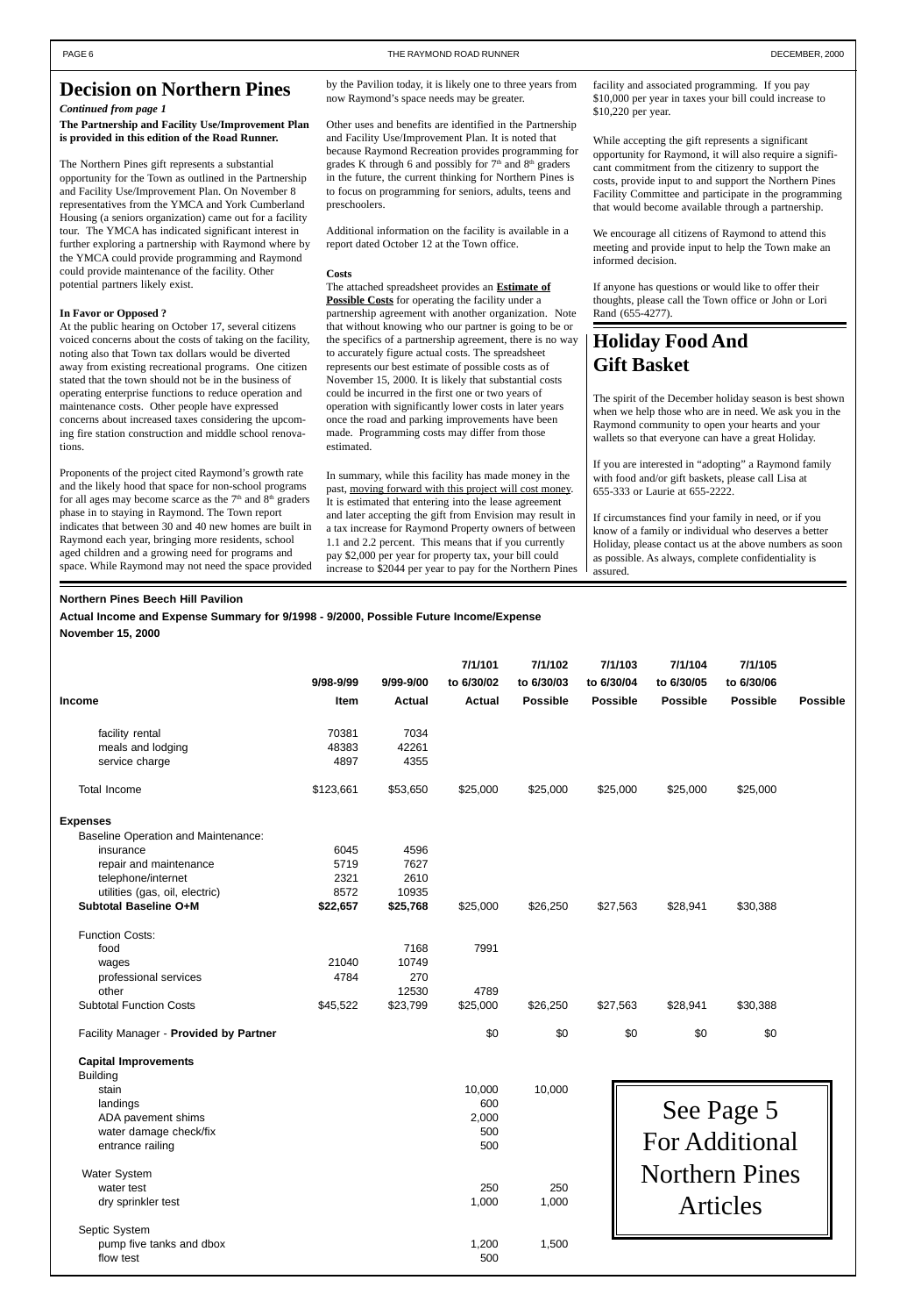# Decision on Northern Pines

*Continued from page 1*

**The Partnership and Facility Use/Improvement Plan is provided in this edition of the Road Runner.**

The Northern Pines gift represents a substantial opportunity for the Town as outlined in the Partnership and Facility Use/Improvement Plan. On November 8 representatives from the YMCA and York Cumberland Housing (a seniors organization) came out for a facility tour. The YMCA has indicated significant interest in further exploring a partnership with Raymond where by the YMCA could provide programming and Raymond could provide maintenance of the facility. Other potential partners likely exist.

**In Favor or Opposed ?**

At the public hearing on October 17, several citizens voiced concerns about the costs of taking on the facility, noting also that Town tax dollars would be diverted away from existing recreational programs. One citizen stated that the town should not be in the business of operating enterprise functions to reduce operation and maintenance costs. Other people have expressed concerns about increased taxes considering the upcoming fire station construction and middle school renovations.

Proponents of the project cited Raymond's growth rate and the likely hood that space for non-school programs for all ages may become scarce as the 7th and 8th graders phase in to staying in Raymond. The Town report indicates that between 30 and 40 new homes are built in Raymond each year, bringing more residents, school aged children and a growing need for programs and space. While Raymond may not need the space provided by the Pavilion today, it is likely one to three years from now Raymond's space needs may be greater.

Other uses and benefits are identified in the Partnership and Facility Use/Improvement Plan. It is noted that because Raymond Recreation provides programming for grades K through 6 and possibly for 7th and 8th graders in the future, the current thinking for Northern Pines is to focus on programming for seniors, adults, teens and preschoolers.

Additional information on the facility is available in a report dated October 12 at the Town office.

**Costs**

The attached spreadsheet provides an **Estimate of Possible Costs** for operating the facility under a partnership agreement with another organization. Note that without knowing who our partner is going to be or the specifics of a partnership agreement, there is no way to accurately figure actual costs. The spreadsheet represents our best estimate of possible costs as of November 15, 2000. It is likely that substantial costs could be incurred in the first one or two years of operation with significantly lower costs in later years once the road and parking improvements have been made. Programming costs may differ from those estimated.

In summary, while this facility has made money in the past, moving forward with this project will cost money. It is estimated that entering into the lease agreement and later accepting the gift from Envision may result in a tax increase for Raymond Property owners of between 1.1 and 2.2 percent. This means that if you currently pay $2,000 per year for property tax, your bill could increase to $2044 per year to pay for the Northern Pines facility and associated programming. If you pay $10,000 per year in taxes your bill could increase to $10,220 per year.

While accepting the gift represents a significant opportunity for Raymond, it will also require a significant commitment from the citizenry to support the costs, provide input to and support the Northern Pines Facility Committee and participate in the programming that would become available through a partnership.

We encourage all citizens of Raymond to attend this meeting and provide input to help the Town make an informed decision.

If anyone has questions or would like to offer their thoughts, please call the Town office or John or Lori Rand (655-4277).

# Holiday Food And Gift Basket

The spirit of the December holiday season is best shown when we help those who are in need. We ask you in the Raymond community to open your hearts and your wallets so that everyone can have a great Holiday.

If you are interested in "adopting" a Raymond family with food and/or gift baskets, please call Lisa at 655-333 or Laurie at 655-2222.

If circumstances find your family in need, or if you know of a family or individual who deserves a better Holiday, please contact us at the above numbers as soon as possible. As always, complete confidentiality is assured.

**Northern Pines Beech Hill Pavilion**

**Actual Income and Expense Summary for 9/1998 - 9/2000, Possible Future Income/Expense**

**November 15, 2000**

| **Income** | **9/98-9/99 Item** | **9/99-9/00 Actual** | **7/1/101 to 6/30/02 Actual** | **7/1/102 to 6/30/03 Possible** | **7/1/103 to 6/30/04 Possible** | **7/1/104 to 6/30/05 Possible** | **7/1/105 to 6/30/06 Possible** | **Possible** |
|---|---|---|---|---|---|---|---|---|
| facility rental | 70381 | 7034 | | | | | | |
| meals and lodging | 48383 | 42261 | | | | | | |
| service charge | 4897 | 4355 | | | | | | |
| Total Income | $123,661 | $53,650 | $25,000 | $25,000 | $25,000 | $25,000 | $25,000 | |
| **Expenses** | | | | | | | | |
| Baseline Operation and Maintenance: | | | | | | | | |
| insurance | 6045 | 4596 | | | | | | |
| repair and maintenance | 5719 | 7627 | | | | | | |
| telephone/internet | 2321 | 2610 | | | | | | |
| utilities (gas, oil, electric) | 8572 | 10935 | | | | | | |
| **Subtotal Baseline O+M** | **$22,657** | **$25,768** | $25,000 | $26,250 | $27,563 | $28,941 | $30,388 | |
| Function Costs: | | | | | | | | |
| food | | 7168 | 7991 | | | | | |
| wages | 21040 | 10749 | | | | | | |
| professional services | 4784 | 270 | | | | | | |
| other | | 12530 | 4789 | | | | | |
| Subtotal Function Costs | $45,522 | $23,799 | $25,000 | $26,250 | $27,563 | $28,941 | $30,388 | |
| Facility Manager - **Provided by Partner** | | | $0 | $0 | $0 | $0 | $0 | |
| **Capital Improvements** | | | | | | | | |
| Building | | | | | | | | |
| stain | | | 10,000 | 10,000 | | | | |
| landings | | | 600 | | | | | |
| ADA pavement shims | | | 2,000 | | | | | |
| water damage check/fix | | | 500 | | | | | |
| entrance railing | | | 500 | | | | | |
| Water System | | | | | | | | |
| water test | | | 250 | 250 | | | | |
| dry sprinkler test | | | 1,000 | 1,000 | | | | |
| Septic System | | | | | | | | |
| pump five tanks and dbox | | | 1,200 | 1,500 | | | | |
| flow test | | | 500 | | | | | |

See Page 5 For Additional Northern Pines Articles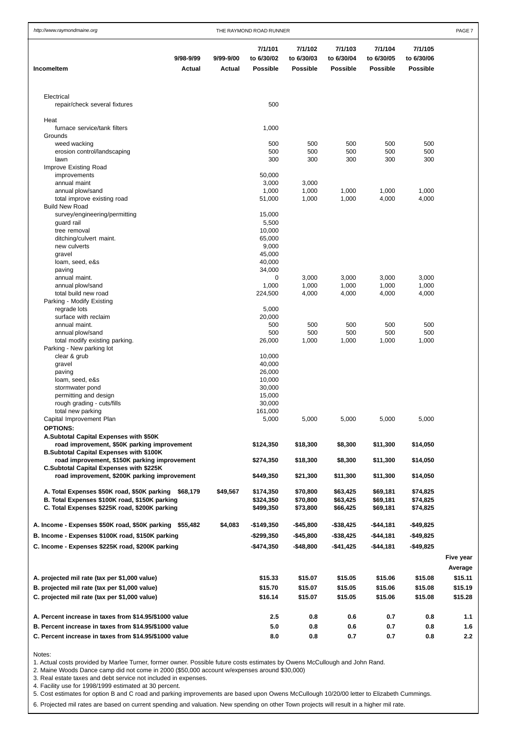| IncomeItem | 9/98-9/99 Actual | 9/99-9/00 Actual | 7/1/101 to 6/30/02 Possible | 7/1/102 to 6/30/03 Possible | 7/1/103 to 6/30/04 Possible | 7/1/104 to 6/30/05 Possible | 7/1/105 to 6/30/06 Possible | |
|---|---|---|---|---|---|---|---|---|
| Electrical | | | | | | | | |
| repair/check several fixtures | | | 500 | | | | | |
| Heat | | | | | | | | |
| furnace service/tank filters | | | 1,000 | | | | | |
| Grounds | | | | | | | | |
| weed wacking | | | 500 | 500 | 500 | 500 | 500 | |
| erosion control/landscaping | | | 500 | 500 | 500 | 500 | 500 | |
| lawn | | | 300 | 300 | 300 | 300 | 300 | |
| Improve Existing Road | | | | | | | | |
| improvements | | | 50,000 | | | | | |
| annual maint | | | 3,000 | 3,000 | | | | |
| annual plow/sand | | | 1,000 | 1,000 | 1,000 | 1,000 | 1,000 | |
| total improve existing road | | | 51,000 | 1,000 | 1,000 | 4,000 | 4,000 | |
| Build New Road | | | | | | | | |
| survey/engineering/permitting | | | 15,000 | | | | | |
| guard rail | | | 5,500 | | | | | |
| tree removal | | | 10,000 | | | | | |
| ditching/culvert maint. | | | 65,000 | | | | | |
| new culverts | | | 9,000 | | | | | |
| gravel | | | 45,000 | | | | | |
| loam, seed, e&s | | | 40,000 | | | | | |
| paving | | | 34,000 | | | | | |
| annual maint. | | | 0 | 3,000 | 3,000 | 3,000 | 3,000 | |
| annual plow/sand | | | 1,000 | 1,000 | 1,000 | 1,000 | 1,000 | |
| total build new road | | | 224,500 | 4,000 | 4,000 | 4,000 | 4,000 | |
| Parking - Modify Existing | | | | | | | | |
| regrade lots | | | 5,000 | | | | | |
| surface with reclaim | | | 20,000 | | | | | |
| annual maint. | | | 500 | 500 | 500 | 500 | 500 | |
| annual plow/sand | | | 500 | 500 | 500 | 500 | 500 | |
| total modify existing parking. | | | 26,000 | 1,000 | 1,000 | 1,000 | 1,000 | |
| Parking - New parking lot | | | | | | | | |
| clear & grub | | | 10,000 | | | | | |
| gravel | | | 40,000 | | | | | |
| paving | | | 26,000 | | | | | |
| loam, seed, e&s | | | 10,000 | | | | | |
| stormwater pond | | | 30,000 | | | | | |
| permitting and design | | | 15,000 | | | | | |
| rough grading - cuts/fills | | | 30,000 | | | | | |
| total new parking | | | 161,000 | | | | | |
| Capital Improvement Plan | | | 5,000 | 5,000 | 5,000 | 5,000 | 5,000 | |
| **OPTIONS:** | | | | | | | | |
| **A.Subtotal Capital Expenses with $50K road improvement, $50K parking improvement** | | | **$124,350** | **$18,300** | **$8,300** | **$11,300** | **$14,050** | |
| **B.Subtotal Capital Expenses with $100K road improvement, $150K parking improvement** | | | **$274,350** | **$18,300** | **$8,300** | **$11,300** | **$14,050** | |
| **C.Subtotal Capital Expenses with $225K road improvement, $200K parking improvement** | | | **$449,350** | **$21,300** | **$11,300** | **$11,300** | **$14,050** | |
| **A. Total Expenses $50K road, $50K parking** | **$68,179** | **$49,567** | **$174,350** | **$70,800** | **$63,425** | **$69,181** | **$74,825** | |
| **B. Total Expenses $100K road, $150K parking** | | | **$324,350** | **$70,800** | **$63,425** | **$69,181** | **$74,825** | |
| **C. Total Expenses $225K road, $200K parking** | | | **$499,350** | **$73,800** | **$66,425** | **$69,181** | **$74,825** | |
| **A. Income - Expenses $50K road, $50K parking** | **$55,482** | **$4,083** | **-$149,350** | **-$45,800** | **-$38,425** | **-$44,181** | **-$49,825** | |
| **B. Income - Expenses $100K road, $150K parking** | | | **-$299,350** | **-$45,800** | **-$38,425** | **-$44,181** | **-$49,825** | |
| **C. Income - Expenses $225K road, $200K parking** | | | **-$474,350** | **-$48,800** | **-$41,425** | **-$44,181** | **-$49,825** | |
| | | | | | | | | **Five year Average** |
| **A. projected mil rate (tax per $1,000 value)** | | | **$15.33** | **$15.07** | **$15.05** | **$15.06** | **$15.08** | **$15.11** |
| **B. projected mil rate (tax per $1,000 value)** | | | **$15.70** | **$15.07** | **$15.05** | **$15.06** | **$15.08** | **$15.19** |
| **C. projected mil rate (tax per $1,000 value)** | | | **$16.14** | **$15.07** | **$15.05** | **$15.06** | **$15.08** | **$15.28** |
| **A. Percent increase in taxes from $14.95/$1000 value** | | | **2.5** | **0.8** | **0.6** | **0.7** | **0.8** | **1.1** |
| **B. Percent increase in taxes from $14.95/$1000 value** | | | **5.0** | **0.8** | **0.6** | **0.7** | **0.8** | **1.6** |
| **C. Percent increase in taxes from $14.95/$1000 value** | | | **8.0** | **0.8** | **0.7** | **0.7** | **0.8** | **2.2** |

Notes:

1. Actual costs provided by Marlee Turner, former owner. Possible future costs estimates by Owens McCullough and John Rand.
2. Maine Woods Dance camp did not come in 2000 ($50,000 account w/expenses around $30,000)
3. Real estate taxes and debt service not included in expenses.
4. Facility use for 1998/1999 estimated at 30 percent.
5. Cost estimates for option B and C road and parking improvements are based upon Owens McCullough 10/20/00 letter to Elizabeth Cummings.
6. Projected mil rates are based on current spending and valuation. New spending on other Town projects will result in a higher mil rate.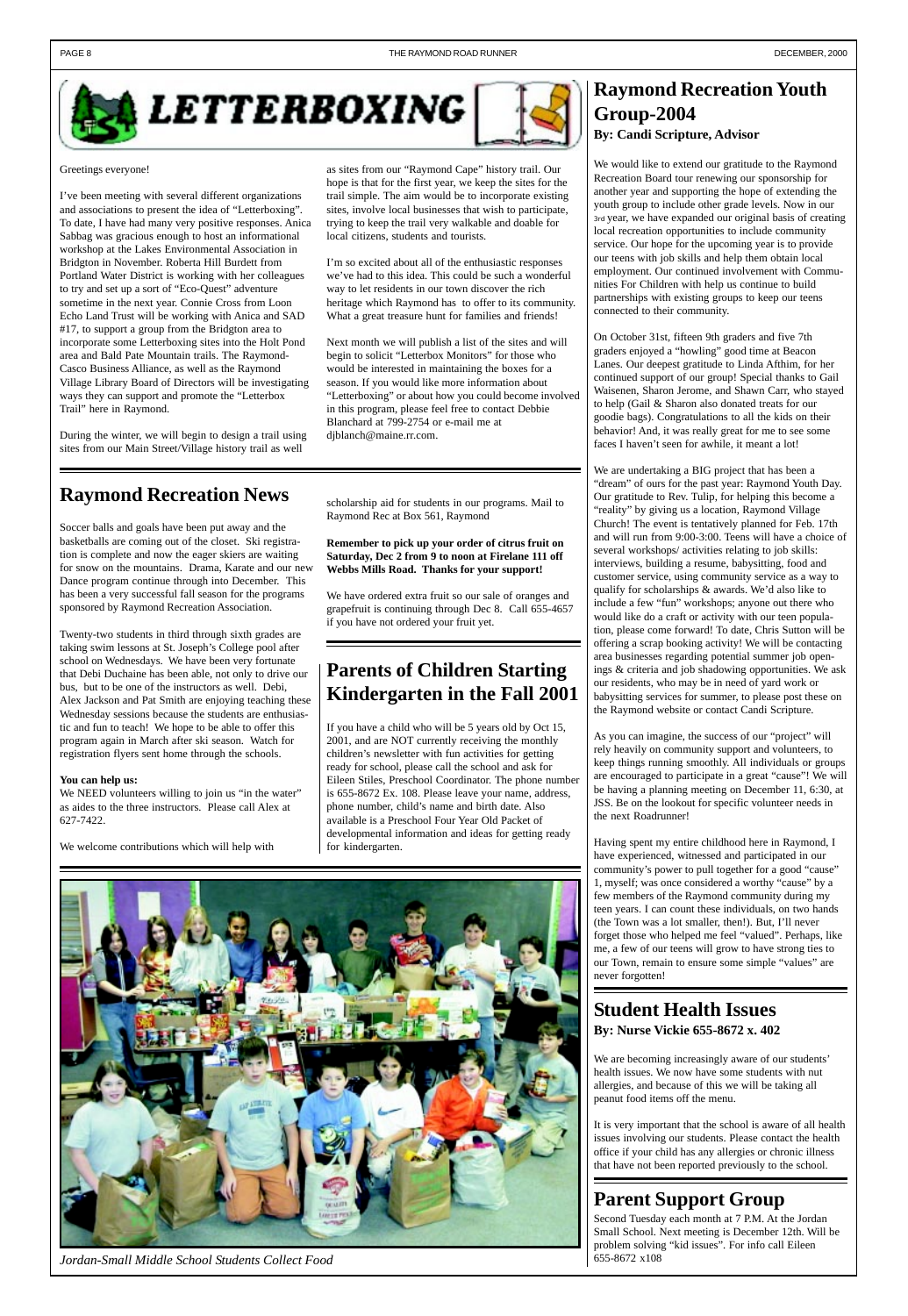# LETTERBOXING

Greetings everyone!

I've been meeting with several different organizations and associations to present the idea of "Letterboxing". To date, I have had many very positive responses. Anica Sabbag was gracious enough to host an informational workshop at the Lakes Environmental Association in Bridgton in November. Roberta Hill Burdett from Portland Water District is working with her colleagues to try and set up a sort of "Eco-Quest" adventure sometime in the next year. Connie Cross from Loon Echo Land Trust will be working with Anica and SAD #17, to support a group from the Bridgton area to incorporate some Letterboxing sites into the Holt Pond area and Bald Pate Mountain trails. The Raymond-Casco Business Alliance, as well as the Raymond Village Library Board of Directors will be investigating ways they can support and promote the "Letterbox Trail" here in Raymond.

During the winter, we will begin to design a trail using sites from our Main Street/Village history trail as well as sites from our "Raymond Cape" history trail. Our hope is that for the first year, we keep the sites for the trail simple. The aim would be to incorporate existing sites, involve local businesses that wish to participate, trying to keep the trail very walkable and doable for local citizens, students and tourists.

I'm so excited about all of the enthusiastic responses we've had to this idea. This could be such a wonderful way to let residents in our town discover the rich heritage which Raymond has to offer to its community. What a great treasure hunt for families and friends!

Next month we will publish a list of the sites and will begin to solicit "Letterbox Monitors" for those who would be interested in maintaining the boxes for a season. If you would like more information about "Letterboxing" or about how you could become involved in this program, please feel free to contact Debbie Blanchard at 799-2754 or e-mail me at djblanch@maine.rr.com.

## Raymond Recreation News

Soccer balls and goals have been put away and the basketballs are coming out of the closet. Ski registration is complete and now the eager skiers are waiting for snow on the mountains. Drama, Karate and our new Dance program continue through into December. This has been a very successful fall season for the programs sponsored by Raymond Recreation Association.

Twenty-two students in third through sixth grades are taking swim lessons at St. Joseph's College pool after school on Wednesdays. We have been very fortunate that Debi Duchaine has been able, not only to drive our bus, but to be one of the instructors as well. Debi, Alex Jackson and Pat Smith are enjoying teaching these Wednesday sessions because the students are enthusiastic and fun to teach! We hope to be able to offer this program again in March after ski season. Watch for registration flyers sent home through the schools.

**You can help us:**
We NEED volunteers willing to join us "in the water" as aides to the three instructors. Please call Alex at 627-7422.

We welcome contributions which will help with scholarship aid for students in our programs. Mail to Raymond Rec at Box 561, Raymond

**Remember to pick up your order of citrus fruit on Saturday, Dec 2 from 9 to noon at Firelane 111 off Webbs Mills Road. Thanks for your support!**

We have ordered extra fruit so our sale of oranges and grapefruit is continuing through Dec 8. Call 655-4657 if you have not ordered your fruit yet.

## Parents of Children Starting Kindergarten in the Fall 2001

If you have a child who will be 5 years old by Oct 15, 2001, and are NOT currently receiving the monthly children's newsletter with fun activities for getting ready for school, please call the school and ask for Eileen Stiles, Preschool Coordinator. The phone number is 655-8672 Ex. 108. Please leave your name, address, phone number, child's name and birth date. Also available is a Preschool Four Year Old Packet of developmental information and ideas for getting ready for kindergarten.

*Jordan-Small Middle School Students Collect Food*

## Raymond Recreation Youth Group-2004
**By: Candi Scripture, Advisor**

We would like to extend our gratitude to the Raymond Recreation Board tour renewing our sponsorship for another year and supporting the hope of extending the youth group to include other grade levels. Now in our 3rd year, we have expanded our original basis of creating local recreation opportunities to include community service. Our hope for the upcoming year is to provide our teens with job skills and help them obtain local employment. Our continued involvement with Communities For Children with help us continue to build partnerships with existing groups to keep our teens connected to their community.

On October 31st, fifteen 9th graders and five 7th graders enjoyed a "howling" good time at Beacon Lanes. Our deepest gratitude to Linda Afthim, for her continued support of our group! Special thanks to Gail Waisenen, Sharon Jerome, and Shawn Carr, who stayed to help (Gail & Sharon also donated treats for our goodie bags). Congratulations to all the kids on their behavior! And, it was really great for me to see some faces I haven't seen for awhile, it meant a lot!

We are undertaking a BIG project that has been a "dream" of ours for the past year: Raymond Youth Day. Our gratitude to Rev. Tulip, for helping this become a "reality" by giving us a location, Raymond Village Church! The event is tentatively planned for Feb. 17th and will run from 9:00-3:00. Teens will have a choice of several workshops/ activities relating to job skills: interviews, building a resume, babysitting, food and customer service, using community service as a way to qualify for scholarships & awards. We'd also like to include a few "fun" workshops; anyone out there who would like do a craft or activity with our teen population, please come forward! To date, Chris Sutton will be offering a scrap booking activity! We will be contacting area businesses regarding potential summer job openings & criteria and job shadowing opportunities. We ask our residents, who may be in need of yard work or babysitting services for summer, to please post these on the Raymond website or contact Candi Scripture.

As you can imagine, the success of our "project" will rely heavily on community support and volunteers, to keep things running smoothly. All individuals or groups are encouraged to participate in a great "cause"! We will be having a planning meeting on December 11, 6:30, at JSS. Be on the lookout for specific volunteer needs in the next Roadrunner!

Having spent my entire childhood here in Raymond, I have experienced, witnessed and participated in our community's power to pull together for a good "cause" 1, myself; was once considered a worthy "cause" by a few members of the Raymond community during my teen years. I can count these individuals, on two hands (the Town was a lot smaller, then!). But, I'll never forget those who helped me feel "valued". Perhaps, like me, a few of our teens will grow to have strong ties to our Town, remain to ensure some simple "values" are never forgotten!

## Student Health Issues
**By: Nurse Vickie 655-8672 x. 402**

We are becoming increasingly aware of our students' health issues. We now have some students with nut allergies, and because of this we will be taking all peanut food items off the menu.

It is very important that the school is aware of all health issues involving our students. Please contact the health office if your child has any allergies or chronic illness that have not been reported previously to the school.

## Parent Support Group

Second Tuesday each month at 7 P.M. At the Jordan Small School. Next meeting is December 12th. Will be problem solving "kid issues". For info call Eileen 655-8672 x108